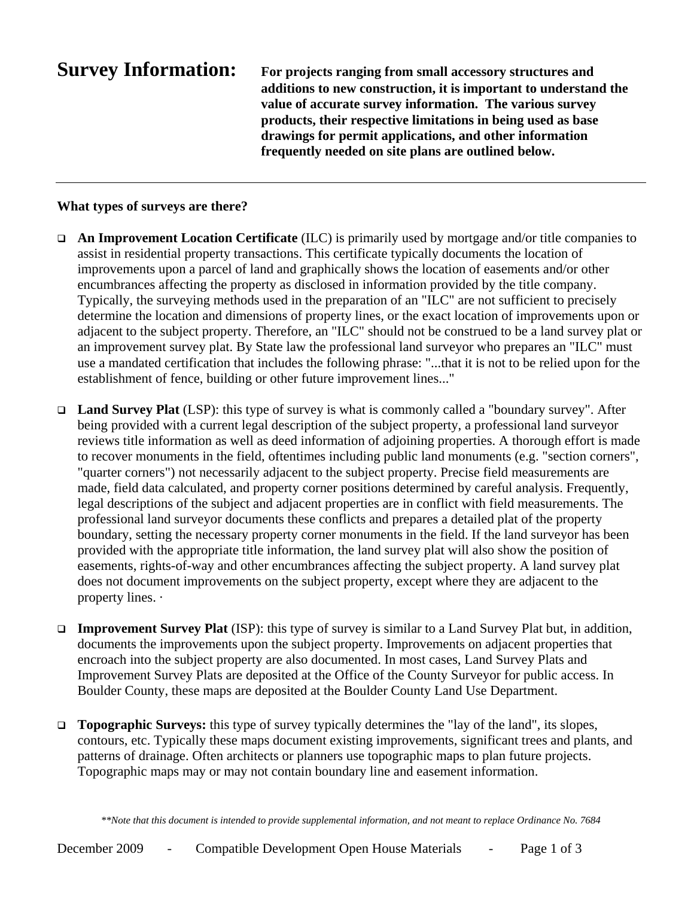# Survey Information:

**For projects ranging from small accessory structures and additions to new construction, it is important to understand the value of accurate survey information. The various survey products, their respective limitations in being used as base drawings for permit applications, and other information frequently needed on site plans are outlined below.**

---

**What types of surveys are there?**

- **An Improvement Location Certificate** (ILC) is primarily used by mortgage and/or title companies to assist in residential property transactions. This certificate typically documents the location of improvements upon a parcel of land and graphically shows the location of easements and/or other encumbrances affecting the property as disclosed in information provided by the title company. Typically, the surveying methods used in the preparation of an "ILC" are not sufficient to precisely determine the location and dimensions of property lines, or the exact location of improvements upon or adjacent to the subject property. Therefore, an "ILC" should not be construed to be a land survey plat or an improvement survey plat. By State law the professional land surveyor who prepares an "ILC" must use a mandated certification that includes the following phrase: "...that it is not to be relied upon for the establishment of fence, building or other future improvement lines..."

- **Land Survey Plat** (LSP): this type of survey is what is commonly called a "boundary survey". After being provided with a current legal description of the subject property, a professional land surveyor reviews title information as well as deed information of adjoining properties. A thorough effort is made to recover monuments in the field, oftentimes including public land monuments (e.g. "section corners", "quarter corners") not necessarily adjacent to the subject property. Precise field measurements are made, field data calculated, and property corner positions determined by careful analysis. Frequently, legal descriptions of the subject and adjacent properties are in conflict with field measurements. The professional land surveyor documents these conflicts and prepares a detailed plat of the property boundary, setting the necessary property corner monuments in the field. If the land surveyor has been provided with the appropriate title information, the land survey plat will also show the position of easements, rights-of-way and other encumbrances affecting the subject property. A land survey plat does not document improvements on the subject property, except where they are adjacent to the property lines. ·

- **Improvement Survey Plat** (ISP): this type of survey is similar to a Land Survey Plat but, in addition, documents the improvements upon the subject property. Improvements on adjacent properties that encroach into the subject property are also documented. In most cases, Land Survey Plats and Improvement Survey Plats are deposited at the Office of the County Surveyor for public access. In Boulder County, these maps are deposited at the Boulder County Land Use Department.

- **Topographic Surveys:** this type of survey typically determines the "lay of the land", its slopes, contours, etc. Typically these maps document existing improvements, significant trees and plants, and patterns of drainage. Often architects or planners use topographic maps to plan future projects. Topographic maps may or may not contain boundary line and easement information.

*\*\*Note that this document is intended to provide supplemental information, and not meant to replace Ordinance No. 7684*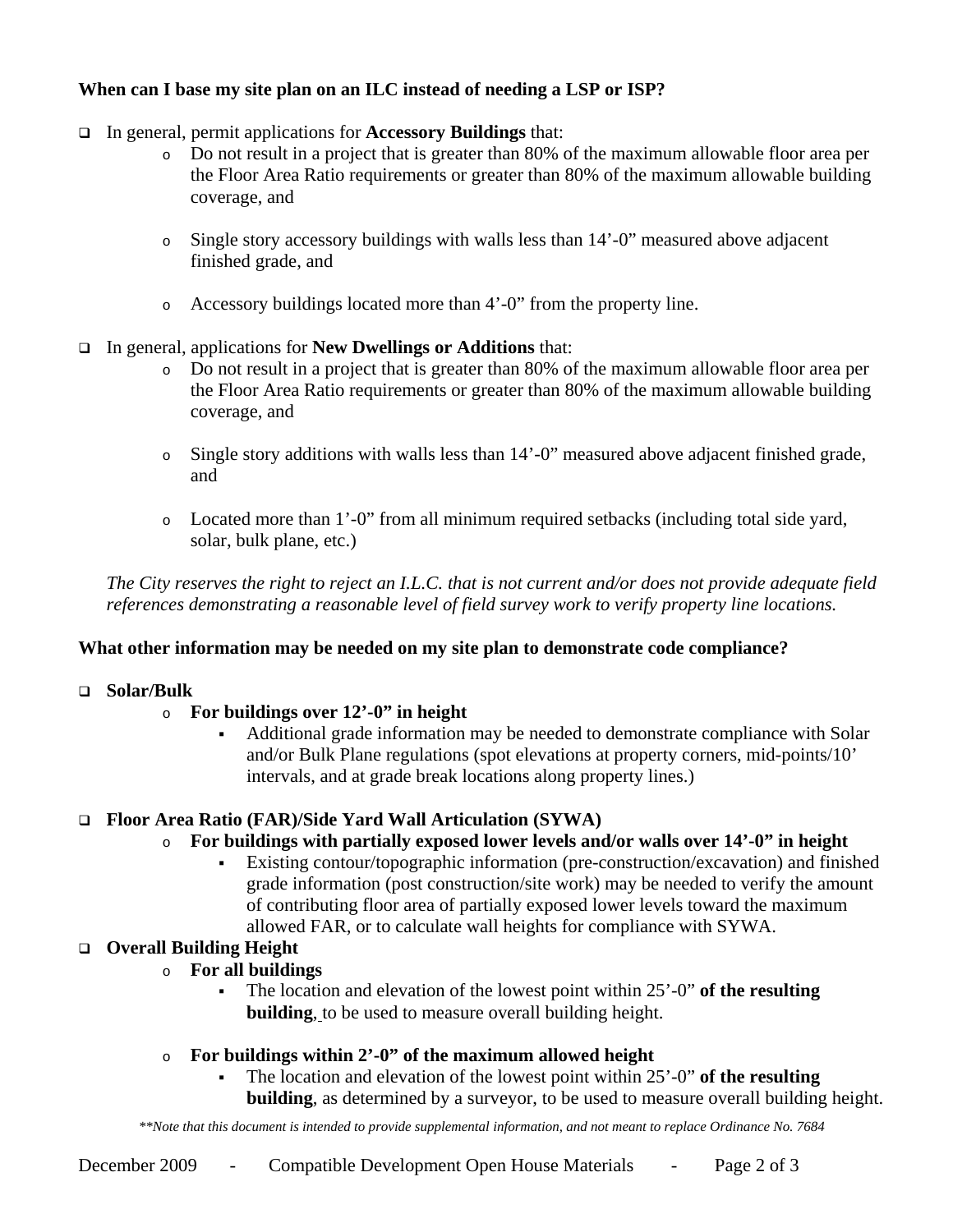**When can I base my site plan on an ILC instead of needing a LSP or ISP?**

- In general, permit applications for **Accessory Buildings** that:
  - Do not result in a project that is greater than 80% of the maximum allowable floor area per the Floor Area Ratio requirements or greater than 80% of the maximum allowable building coverage, and
  - Single story accessory buildings with walls less than 14'-0" measured above adjacent finished grade, and
  - Accessory buildings located more than 4'-0" from the property line.
- In general, applications for **New Dwellings or Additions** that:
  - Do not result in a project that is greater than 80% of the maximum allowable floor area per the Floor Area Ratio requirements or greater than 80% of the maximum allowable building coverage, and
  - Single story additions with walls less than 14'-0" measured above adjacent finished grade, and
  - Located more than 1'-0" from all minimum required setbacks (including total side yard, solar, bulk plane, etc.)

*The City reserves the right to reject an I.L.C. that is not current and/or does not provide adequate field references demonstrating a reasonable level of field survey work to verify property line locations.*

**What other information may be needed on my site plan to demonstrate code compliance?**

- **Solar/Bulk**
  - **For buildings over 12'-0" in height**
    - Additional grade information may be needed to demonstrate compliance with Solar and/or Bulk Plane regulations (spot elevations at property corners, mid-points/10' intervals, and at grade break locations along property lines.)
- **Floor Area Ratio (FAR)/Side Yard Wall Articulation (SYWA)**
  - **For buildings with partially exposed lower levels and/or walls over 14'-0" in height**
    - Existing contour/topographic information (pre-construction/excavation) and finished grade information (post construction/site work) may be needed to verify the amount of contributing floor area of partially exposed lower levels toward the maximum allowed FAR, or to calculate wall heights for compliance with SYWA.
- **Overall Building Height**
  - **For all buildings**
    - The location and elevation of the lowest point within 25'-0" **of the resulting building**, to be used to measure overall building height.
  - **For buildings within 2'-0" of the maximum allowed height**
    - The location and elevation of the lowest point within 25'-0" **of the resulting building**, as determined by a surveyor, to be used to measure overall building height.

*\*\*Note that this document is intended to provide supplemental information, and not meant to replace Ordinance No. 7684*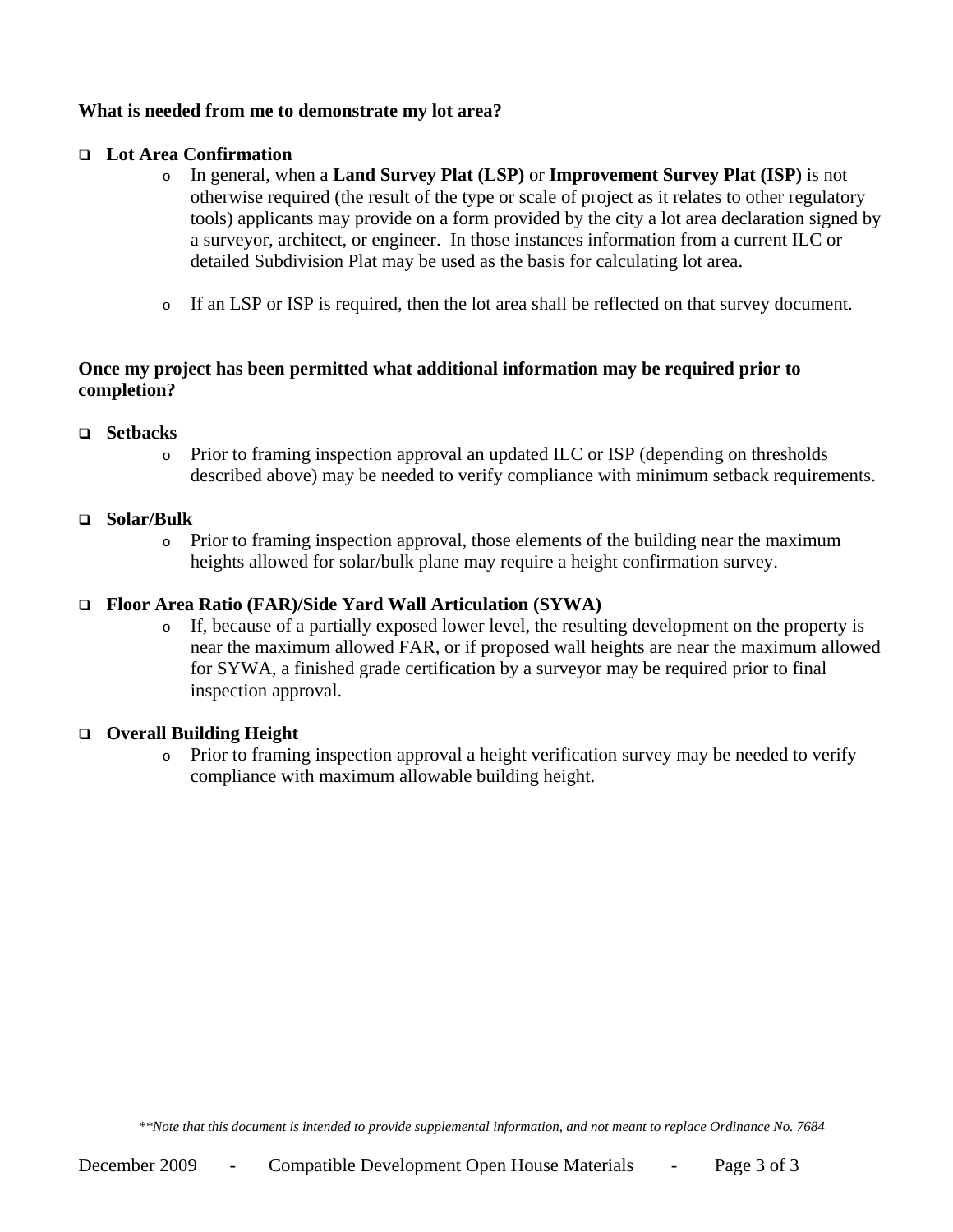**What is needed from me to demonstrate my lot area?**

- **Lot Area Confirmation**
  - In general, when a **Land Survey Plat (LSP)** or **Improvement Survey Plat (ISP)** is not otherwise required (the result of the type or scale of project as it relates to other regulatory tools) applicants may provide on a form provided by the city a lot area declaration signed by a surveyor, architect, or engineer. In those instances information from a current ILC or detailed Subdivision Plat may be used as the basis for calculating lot area.
  - If an LSP or ISP is required, then the lot area shall be reflected on that survey document.

**Once my project has been permitted what additional information may be required prior to completion?**

- **Setbacks**
  - Prior to framing inspection approval an updated ILC or ISP (depending on thresholds described above) may be needed to verify compliance with minimum setback requirements.
- **Solar/Bulk**
  - Prior to framing inspection approval, those elements of the building near the maximum heights allowed for solar/bulk plane may require a height confirmation survey.
- **Floor Area Ratio (FAR)/Side Yard Wall Articulation (SYWA)**
  - If, because of a partially exposed lower level, the resulting development on the property is near the maximum allowed FAR, or if proposed wall heights are near the maximum allowed for SYWA, a finished grade certification by a surveyor may be required prior to final inspection approval.
- **Overall Building Height**
  - Prior to framing inspection approval a height verification survey may be needed to verify compliance with maximum allowable building height.

*\*\*Note that this document is intended to provide supplemental information, and not meant to replace Ordinance No. 7684*